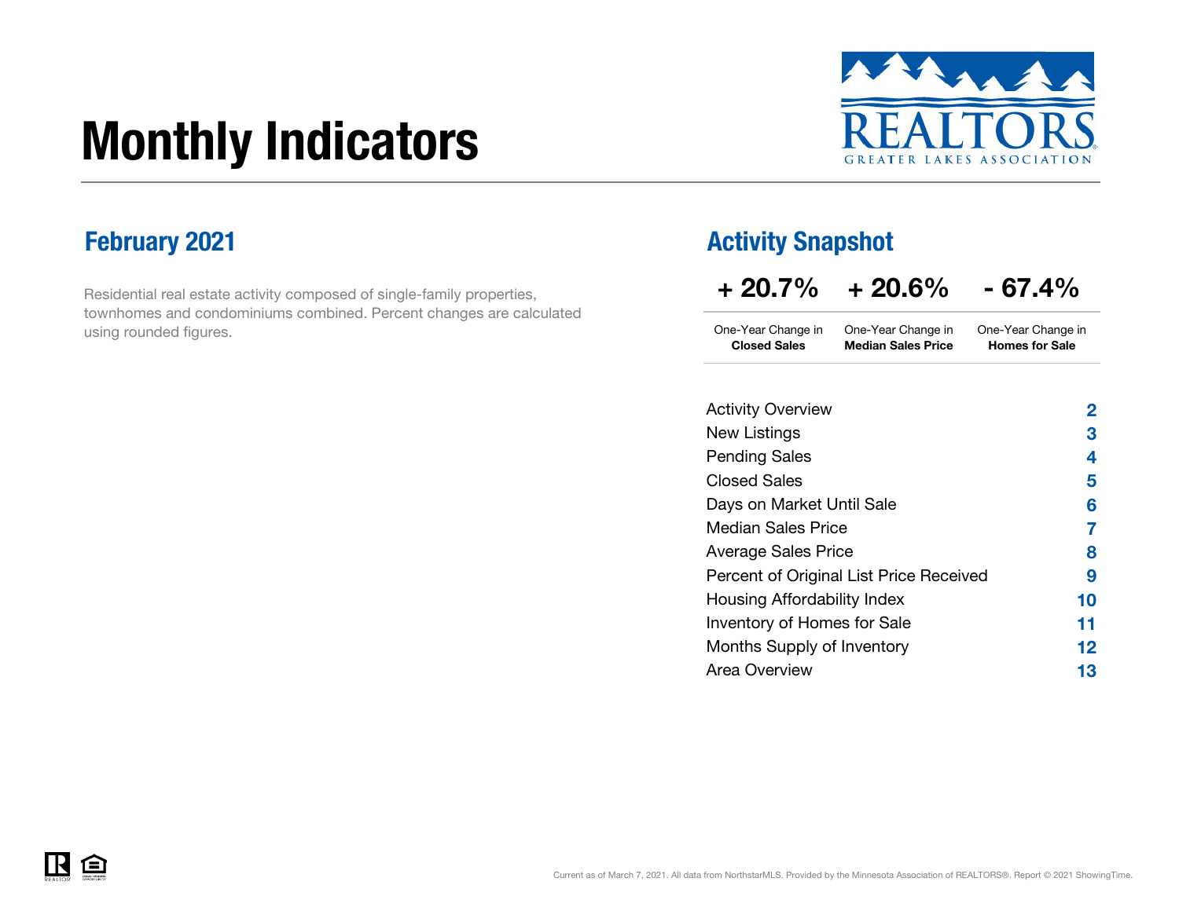# Monthly Indicators

REALTORS GREATER LAKES ASSOCIATION

## February 2021

Residential real estate activity composed of single-family properties, townhomes and condominiums combined. Percent changes are calculated using rounded figures.

## Activity Snapshot

| + 20.7% | + 20.6% | - 67.4% |
|---|---|---|
| One-Year Change in **Closed Sales** | One-Year Change in **Median Sales Price** | One-Year Change in **Homes for Sale** |

| | |
|---|---|
| Activity Overview | 2 |
| New Listings | 3 |
| Pending Sales | 4 |
| Closed Sales | 5 |
| Days on Market Until Sale | 6 |
| Median Sales Price | 7 |
| Average Sales Price | 8 |
| Percent of Original List Price Received | 9 |
| Housing Affordability Index | 10 |
| Inventory of Homes for Sale | 11 |
| Months Supply of Inventory | 12 |
| Area Overview | 13 |

Current as of March 7, 2021. All data from NorthstarMLS. Provided by the Minnesota Association of REALTORS®. Report © 2021 ShowingTime.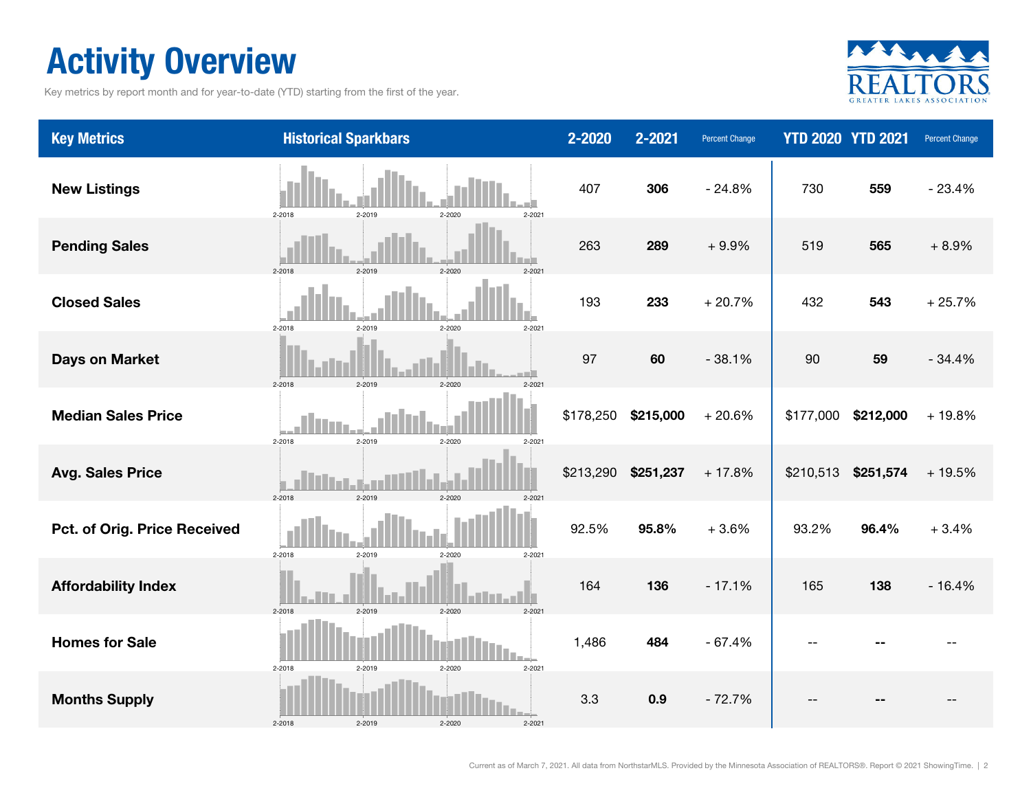# Activity Overview

Key metrics by report month and for year-to-date (YTD) starting from the first of the year.

| Key Metrics | Historical Sparkbars | 2-2020 | 2-2021 | Percent Change | YTD 2020 | YTD 2021 | Percent Change |
|---|---|---|---|---|---|---|---|
| New Listings | 2-2018 2-2019 2-2020 2-2021 | 407 | **306** | - 24.8% | 730 | **559** | - 23.4% |
| Pending Sales | 2-2018 2-2019 2-2020 2-2021 | 263 | **289** | + 9.9% | 519 | **565** | + 8.9% |
| Closed Sales | 2-2018 2-2019 2-2020 2-2021 | 193 | **233** | + 20.7% | 432 | **543** | + 25.7% |
| Days on Market | 2-2018 2-2019 2-2020 2-2021 | 97 | **60** | - 38.1% | 90 | **59** | - 34.4% |
| Median Sales Price | 2-2018 2-2019 2-2020 2-2021 | $178,250 | **$215,000** | + 20.6% | $177,000 | **$212,000** | + 19.8% |
| Avg. Sales Price | 2-2018 2-2019 2-2020 2-2021 | $213,290 | **$251,237** | + 17.8% | $210,513 | **$251,574** | + 19.5% |
| Pct. of Orig. Price Received | 2-2018 2-2019 2-2020 2-2021 | 92.5% | **95.8%** | + 3.6% | 93.2% | **96.4%** | + 3.4% |
| Affordability Index | 2-2018 2-2019 2-2020 2-2021 | 164 | **136** | - 17.1% | 165 | **138** | - 16.4% |
| Homes for Sale | 2-2018 2-2019 2-2020 2-2021 | 1,486 | **484** | - 67.4% | -- | **--** | -- |
| Months Supply | 2-2018 2-2019 2-2020 2-2021 | 3.3 | **0.9** | - 72.7% | -- | **--** | -- |

Current as of March 7, 2021. All data from NorthstarMLS. Provided by the Minnesota Association of REALTORS®. Report © 2021 ShowingTime.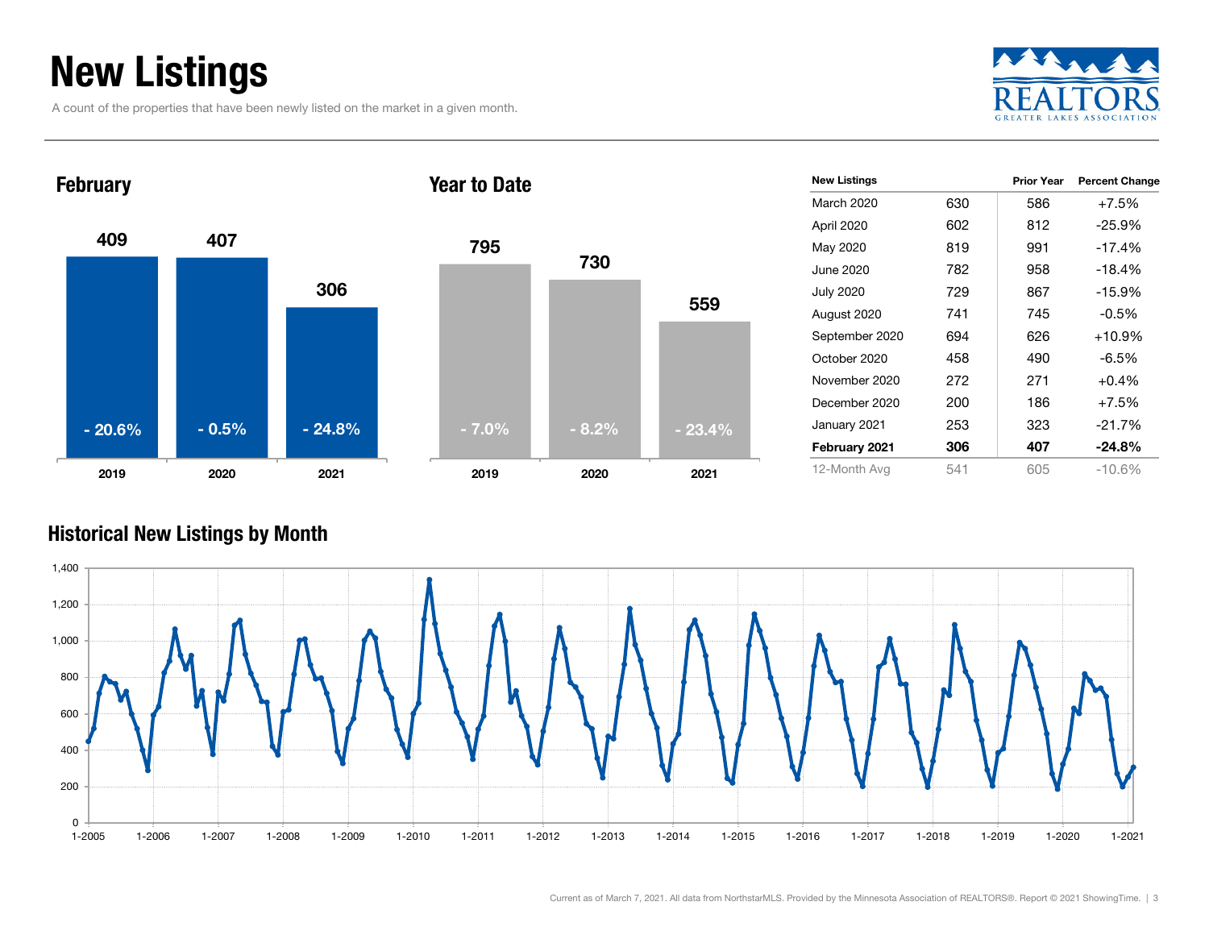# New Listings

A count of the properties that have been newly listed on the market in a given month.

## February

| | 2019 | 2020 | 2021 |
|---|---|---|---|
| New Listings | 409 | 407 | 306 |
| Percent Change | - 20.6% | - 0.5% | - 24.8% |

## Year to Date

| | 2019 | 2020 | 2021 |
|---|---|---|---|
| New Listings | 795 | 730 | 559 |
| Percent Change | - 7.0% | - 8.2% | - 23.4% |

| New Listings | | Prior Year | Percent Change |
|---|---|---|---|
| March 2020 | 630 | 586 | +7.5% |
| April 2020 | 602 | 812 | -25.9% |
| May 2020 | 819 | 991 | -17.4% |
| June 2020 | 782 | 958 | -18.4% |
| July 2020 | 729 | 867 | -15.9% |
| August 2020 | 741 | 745 | -0.5% |
| September 2020 | 694 | 626 | +10.9% |
| October 2020 | 458 | 490 | -6.5% |
| November 2020 | 272 | 271 | +0.4% |
| December 2020 | 200 | 186 | +7.5% |
| January 2021 | 253 | 323 | -21.7% |
| **February 2021** | **306** | **407** | **-24.8%** |
| 12-Month Avg | 541 | 605 | -10.6% |

## Historical New Listings by Month

Current as of March 7, 2021. All data from NorthstarMLS. Provided by the Minnesota Association of REALTORS®. Report © 2021 ShowingTime.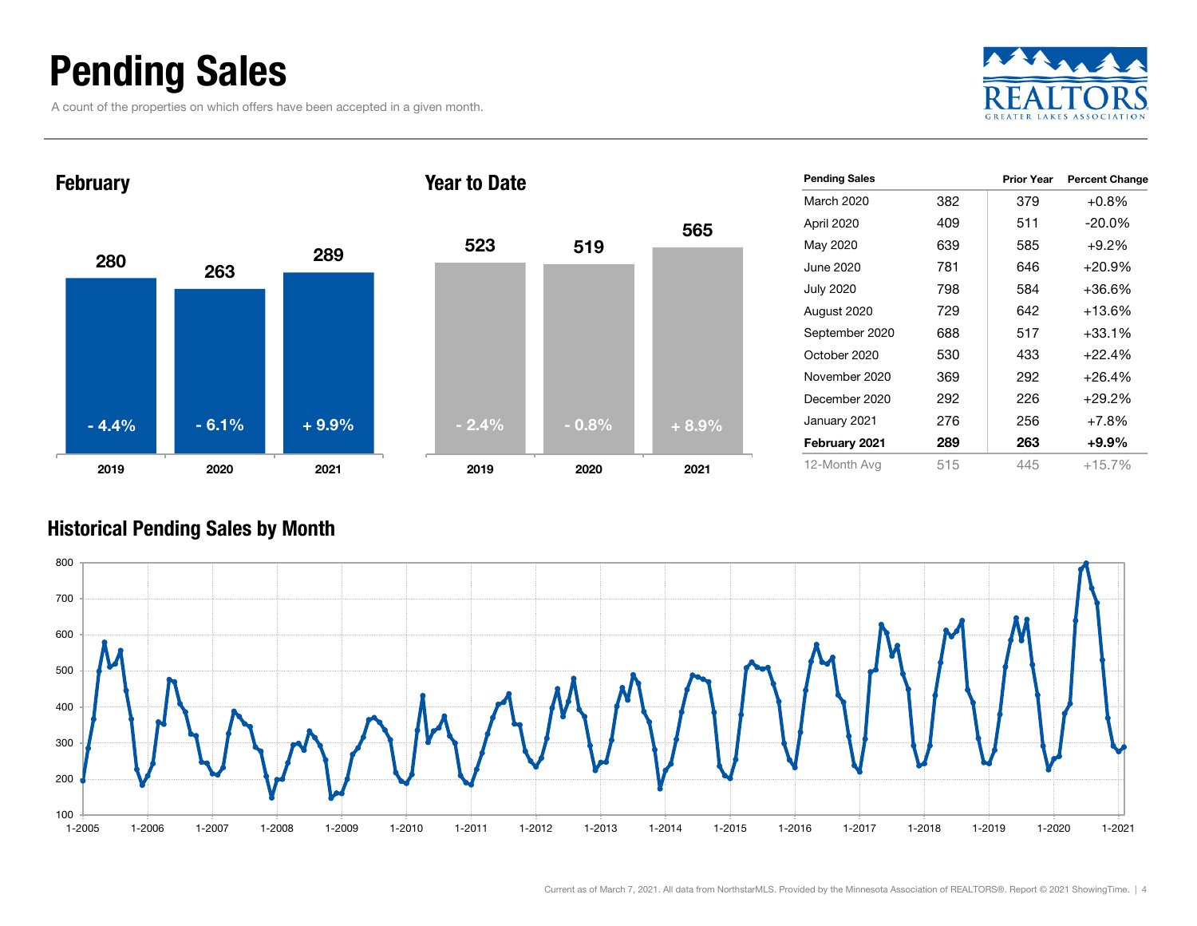# Pending Sales

A count of the properties on which offers have been accepted in a given month.

## February

| | 2019 | 2020 | 2021 |
|---|---|---|---|
| Pending Sales | 280 | 263 | 289 |
| Change | - 4.4% | - 6.1% | + 9.9% |

## Year to Date

| | 2019 | 2020 | 2021 |
|---|---|---|---|
| Pending Sales | 523 | 519 | 565 |
| Change | - 2.4% | - 0.8% | + 8.9% |

| Pending Sales | | Prior Year | Percent Change |
|---|---|---|---|
| March 2020 | 382 | 379 | +0.8% |
| April 2020 | 409 | 511 | -20.0% |
| May 2020 | 639 | 585 | +9.2% |
| June 2020 | 781 | 646 | +20.9% |
| July 2020 | 798 | 584 | +36.6% |
| August 2020 | 729 | 642 | +13.6% |
| September 2020 | 688 | 517 | +33.1% |
| October 2020 | 530 | 433 | +22.4% |
| November 2020 | 369 | 292 | +26.4% |
| December 2020 | 292 | 226 | +29.2% |
| January 2021 | 276 | 256 | +7.8% |
| **February 2021** | **289** | **263** | **+9.9%** |
| 12-Month Avg | 515 | 445 | +15.7% |

## Historical Pending Sales by Month

Current as of March 7, 2021. All data from NorthstarMLS. Provided by the Minnesota Association of REALTORS®. Report © 2021 ShowingTime.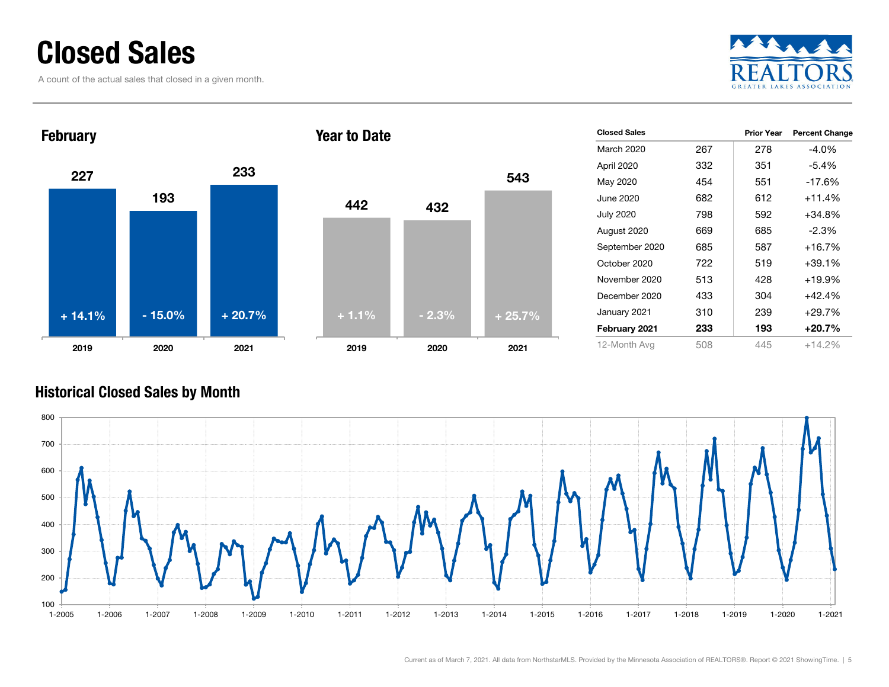# Closed Sales

A count of the actual sales that closed in a given month.

## February

| | 2019 | 2020 | 2021 |
|---|---|---|---|
| Closed Sales | 227 | 193 | 233 |
| Change | + 14.1% | - 15.0% | + 20.7% |

## Year to Date

| | 2019 | 2020 | 2021 |
|---|---|---|---|
| Closed Sales | 442 | 432 | 543 |
| Change | + 1.1% | - 2.3% | + 25.7% |

| Closed Sales | | Prior Year | Percent Change |
|---|---|---|---|
| March 2020 | 267 | 278 | -4.0% |
| April 2020 | 332 | 351 | -5.4% |
| May 2020 | 454 | 551 | -17.6% |
| June 2020 | 682 | 612 | +11.4% |
| July 2020 | 798 | 592 | +34.8% |
| August 2020 | 669 | 685 | -2.3% |
| September 2020 | 685 | 587 | +16.7% |
| October 2020 | 722 | 519 | +39.1% |
| November 2020 | 513 | 428 | +19.9% |
| December 2020 | 433 | 304 | +42.4% |
| January 2021 | 310 | 239 | +29.7% |
| **February 2021** | **233** | **193** | **+20.7%** |
| 12-Month Avg | 508 | 445 | +14.2% |

## Historical Closed Sales by Month

Current as of March 7, 2021. All data from NorthstarMLS. Provided by the Minnesota Association of REALTORS®. Report © 2021 ShowingTime.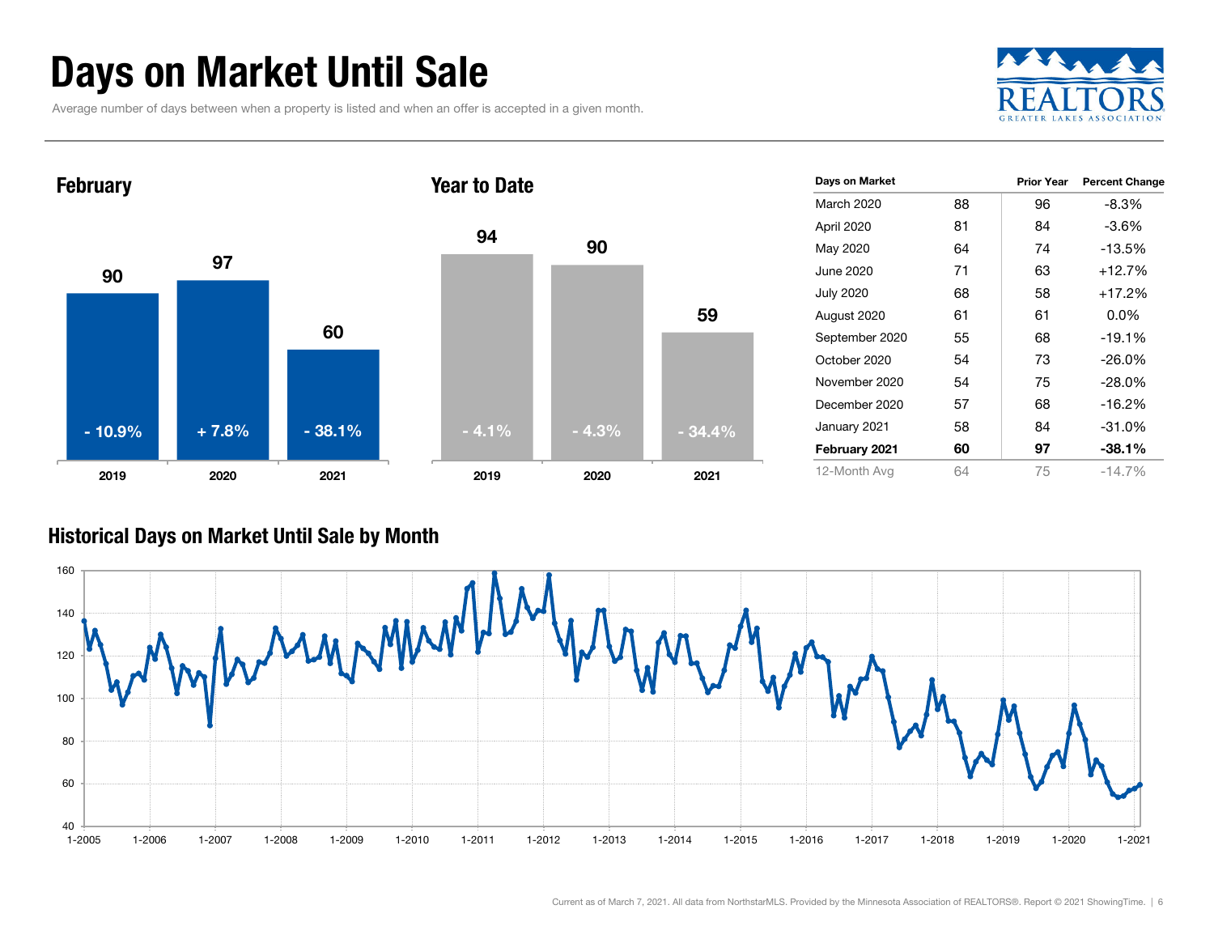# Days on Market Until Sale

Average number of days between when a property is listed and when an offer is accepted in a given month.

## February

| Year | Days | Change |
|---|---|---|
| 2019 | 90 | - 10.9% |
| 2020 | 97 | + 7.8% |
| 2021 | 60 | - 38.1% |

## Year to Date

| Year | Days | Change |
|---|---|---|
| 2019 | 94 | - 4.1% |
| 2020 | 90 | - 4.3% |
| 2021 | 59 | - 34.4% |

| Days on Market | | Prior Year | Percent Change |
|---|---|---|---|
| March 2020 | 88 | 96 | -8.3% |
| April 2020 | 81 | 84 | -3.6% |
| May 2020 | 64 | 74 | -13.5% |
| June 2020 | 71 | 63 | +12.7% |
| July 2020 | 68 | 58 | +17.2% |
| August 2020 | 61 | 61 | 0.0% |
| September 2020 | 55 | 68 | -19.1% |
| October 2020 | 54 | 73 | -26.0% |
| November 2020 | 54 | 75 | -28.0% |
| December 2020 | 57 | 68 | -16.2% |
| January 2021 | 58 | 84 | -31.0% |
| **February 2021** | **60** | **97** | **-38.1%** |
| 12-Month Avg | 64 | 75 | -14.7% |

## Historical Days on Market Until Sale by Month

Current as of March 7, 2021. All data from NorthstarMLS. Provided by the Minnesota Association of REALTORS®. Report © 2021 ShowingTime.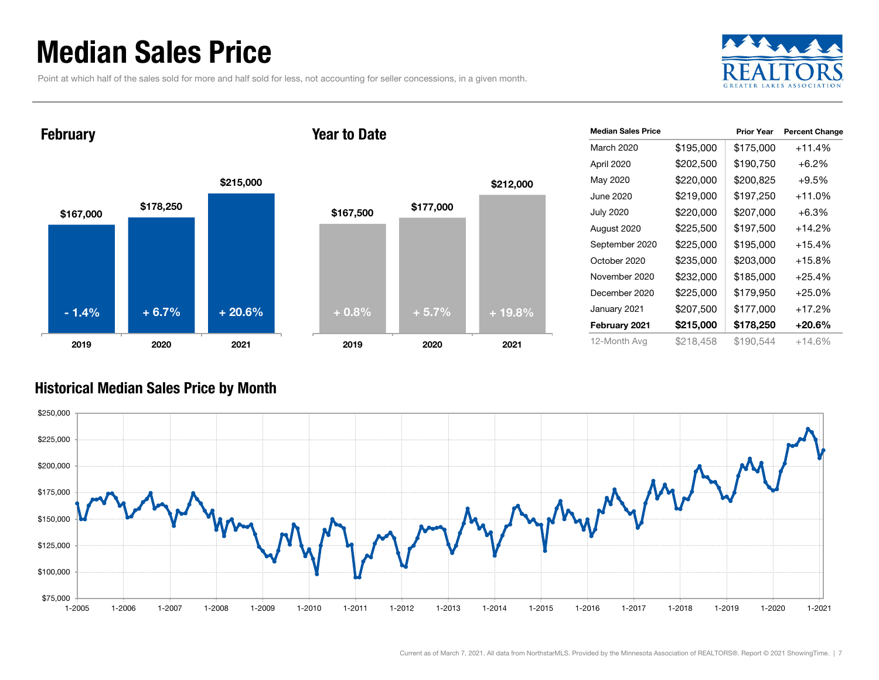# Median Sales Price

Point at which half of the sales sold for more and half sold for less, not accounting for seller concessions, in a given month.

## February

| Year | Median Sales Price | Change |
|---|---|---|
| 2019 | $167,000 | - 1.4% |
| 2020 | $178,250 | + 6.7% |
| 2021 | $215,000 | + 20.6% |

## Year to Date

| Year | Median Sales Price | Change |
|---|---|---|
| 2019 | $167,500 | + 0.8% |
| 2020 | $177,000 | + 5.7% |
| 2021 | $212,000 | + 19.8% |

| Median Sales Price | | Prior Year | Percent Change |
|---|---|---|---|
| March 2020 | $195,000 | $175,000 | +11.4% |
| April 2020 | $202,500 | $190,750 | +6.2% |
| May 2020 | $220,000 | $200,825 | +9.5% |
| June 2020 | $219,000 | $197,250 | +11.0% |
| July 2020 | $220,000 | $207,000 | +6.3% |
| August 2020 | $225,500 | $197,500 | +14.2% |
| September 2020 | $225,000 | $195,000 | +15.4% |
| October 2020 | $235,000 | $203,000 | +15.8% |
| November 2020 | $232,000 | $185,000 | +25.4% |
| December 2020 | $225,000 | $179,950 | +25.0% |
| January 2021 | $207,500 | $177,000 | +17.2% |
| **February 2021** | **$215,000** | **$178,250** | **+20.6%** |
| 12-Month Avg | $218,458 | $190,544 | +14.6% |

## Historical Median Sales Price by Month

Current as of March 7, 2021. All data from NorthstarMLS. Provided by the Minnesota Association of REALTORS®. Report © 2021 ShowingTime.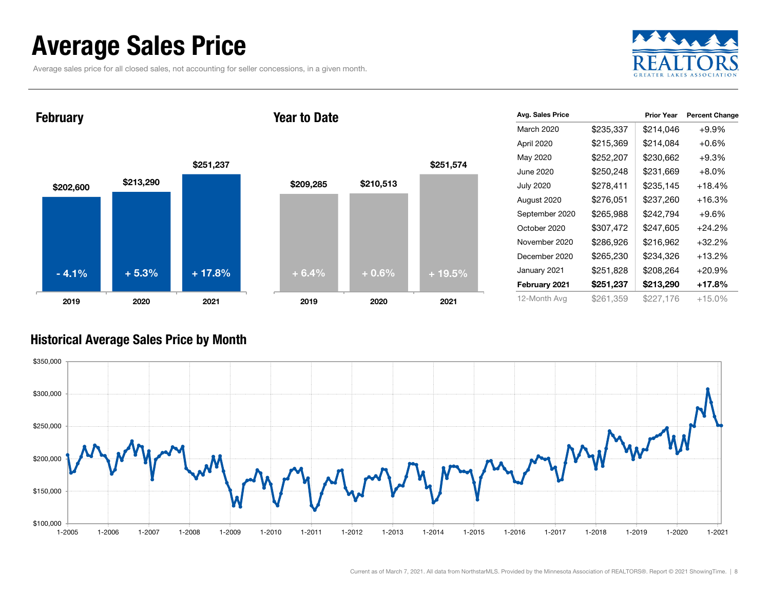# Average Sales Price

Average sales price for all closed sales, not accounting for seller concessions, in a given month.

## February

| | 2019 | 2020 | 2021 |
|---|---|---|---|
| Average Sales Price | $202,600 | $213,290 | $251,237 |
| Percent Change | - 4.1% | + 5.3% | + 17.8% |

## Year to Date

| | 2019 | 2020 | 2021 |
|---|---|---|---|
| Average Sales Price | $209,285 | $210,513 | $251,574 |
| Percent Change | + 6.4% | + 0.6% | + 19.5% |

| Avg. Sales Price | | Prior Year | Percent Change |
|---|---|---|---|
| March 2020 | $235,337 | $214,046 | +9.9% |
| April 2020 | $215,369 | $214,084 | +0.6% |
| May 2020 | $252,207 | $230,662 | +9.3% |
| June 2020 | $250,248 | $231,669 | +8.0% |
| July 2020 | $278,411 | $235,145 | +18.4% |
| August 2020 | $276,051 | $237,260 | +16.3% |
| September 2020 | $265,988 | $242,794 | +9.6% |
| October 2020 | $307,472 | $247,605 | +24.2% |
| November 2020 | $286,926 | $216,962 | +32.2% |
| December 2020 | $265,230 | $234,326 | +13.2% |
| January 2021 | $251,828 | $208,264 | +20.9% |
| **February 2021** | **$251,237** | **$213,290** | **+17.8%** |
| 12-Month Avg | $261,359 | $227,176 | +15.0% |

## Historical Average Sales Price by Month

Current as of March 7, 2021. All data from NorthstarMLS. Provided by the Minnesota Association of REALTORS®. Report © 2021 ShowingTime.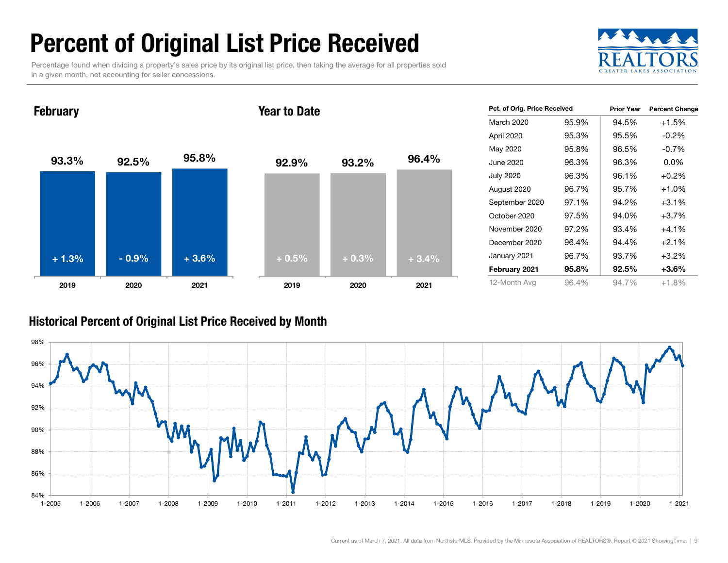# Percent of Original List Price Received

Percentage found when dividing a property's sales price by its original list price, then taking the average for all properties sold in a given month, not accounting for seller concessions.

## February

| | 2019 | 2020 | 2021 |
|---|---|---|---|
| Pct. of Orig. Price Received | 93.3% | 92.5% | 95.8% |
| Change | + 1.3% | - 0.9% | + 3.6% |

## Year to Date

| | 2019 | 2020 | 2021 |
|---|---|---|---|
| Pct. of Orig. Price Received | 92.9% | 93.2% | 96.4% |
| Change | + 0.5% | + 0.3% | + 3.4% |

| Pct. of Orig. Price Received | | Prior Year | Percent Change |
|---|---|---|---|
| March 2020 | 95.9% | 94.5% | +1.5% |
| April 2020 | 95.3% | 95.5% | -0.2% |
| May 2020 | 95.8% | 96.5% | -0.7% |
| June 2020 | 96.3% | 96.3% | 0.0% |
| July 2020 | 96.3% | 96.1% | +0.2% |
| August 2020 | 96.7% | 95.7% | +1.0% |
| September 2020 | 97.1% | 94.2% | +3.1% |
| October 2020 | 97.5% | 94.0% | +3.7% |
| November 2020 | 97.2% | 93.4% | +4.1% |
| December 2020 | 96.4% | 94.4% | +2.1% |
| January 2021 | 96.7% | 93.7% | +3.2% |
| **February 2021** | **95.8%** | **92.5%** | **+3.6%** |
| 12-Month Avg | 96.4% | 94.7% | +1.8% |

## Historical Percent of Original List Price Received by Month

Current as of March 7, 2021. All data from NorthstarMLS. Provided by the Minnesota Association of REALTORS®. Report © 2021 ShowingTime.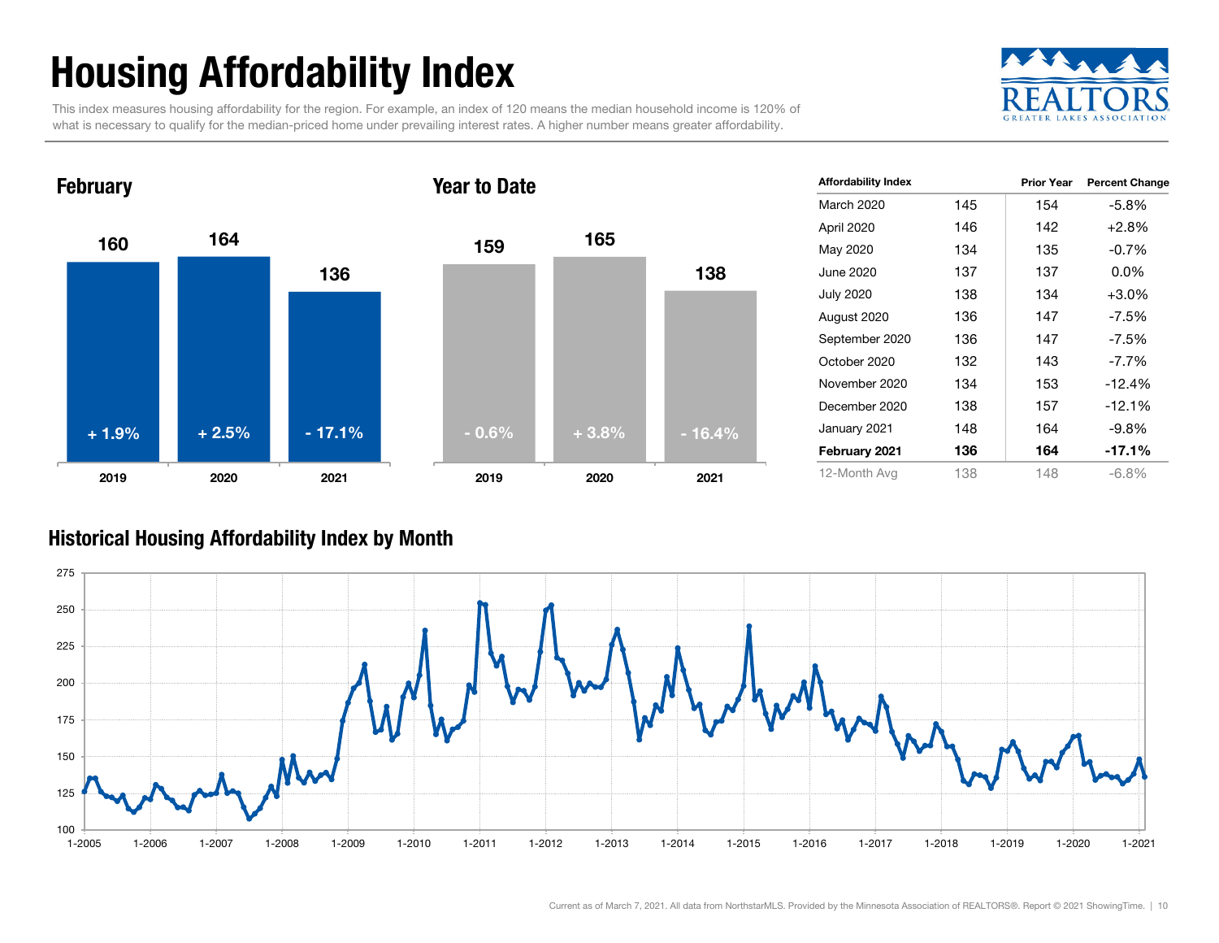# Housing Affordability Index

This index measures housing affordability for the region. For example, an index of 120 means the median household income is 120% of what is necessary to qualify for the median-priced home under prevailing interest rates. A higher number means greater affordability.

## February

| Year | Index | Change |
|---|---|---|
| 2019 | 160 | + 1.9% |
| 2020 | 164 | + 2.5% |
| 2021 | 136 | - 17.1% |

## Year to Date

| Year | Index | Change |
|---|---|---|
| 2019 | 159 | - 0.6% |
| 2020 | 165 | + 3.8% |
| 2021 | 138 | - 16.4% |

| Affordability Index | | Prior Year | Percent Change |
|---|---|---|---|
| March 2020 | 145 | 154 | -5.8% |
| April 2020 | 146 | 142 | +2.8% |
| May 2020 | 134 | 135 | -0.7% |
| June 2020 | 137 | 137 | 0.0% |
| July 2020 | 138 | 134 | +3.0% |
| August 2020 | 136 | 147 | -7.5% |
| September 2020 | 136 | 147 | -7.5% |
| October 2020 | 132 | 143 | -7.7% |
| November 2020 | 134 | 153 | -12.4% |
| December 2020 | 138 | 157 | -12.1% |
| January 2021 | 148 | 164 | -9.8% |
| **February 2021** | **136** | **164** | **-17.1%** |
| 12-Month Avg | 138 | 148 | -6.8% |

## Historical Housing Affordability Index by Month

Current as of March 7, 2021. All data from NorthstarMLS. Provided by the Minnesota Association of REALTORS®. Report © 2021 ShowingTime.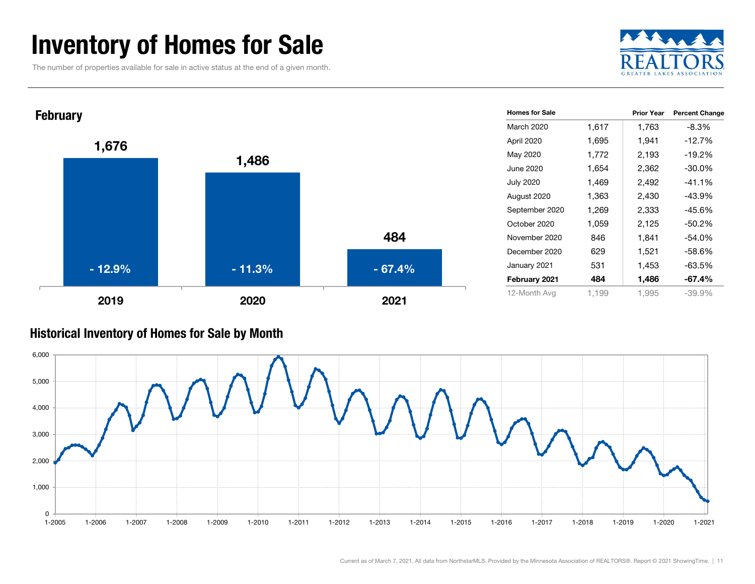# Inventory of Homes for Sale

The number of properties available for sale in active status at the end of a given month.

REALTORS GREATER LAKES ASSOCIATION

## February

| Year | Homes for Sale | Change |
|---|---|---|
| 2019 | 1,676 | - 12.9% |
| 2020 | 1,486 | - 11.3% |
| 2021 | 484 | - 67.4% |

| Homes for Sale | | Prior Year | Percent Change |
|---|---|---|---|
| March 2020 | 1,617 | 1,763 | -8.3% |
| April 2020 | 1,695 | 1,941 | -12.7% |
| May 2020 | 1,772 | 2,193 | -19.2% |
| June 2020 | 1,654 | 2,362 | -30.0% |
| July 2020 | 1,469 | 2,492 | -41.1% |
| August 2020 | 1,363 | 2,430 | -43.9% |
| September 2020 | 1,269 | 2,333 | -45.6% |
| October 2020 | 1,059 | 2,125 | -50.2% |
| November 2020 | 846 | 1,841 | -54.0% |
| December 2020 | 629 | 1,521 | -58.6% |
| January 2021 | 531 | 1,453 | -63.5% |
| **February 2021** | **484** | **1,486** | **-67.4%** |
| 12-Month Avg | 1,199 | 1,995 | -39.9% |

## Historical Inventory of Homes for Sale by Month

Current as of March 7, 2021. All data from NorthstarMLS. Provided by the Minnesota Association of REALTORS®. Report © 2021 ShowingTime.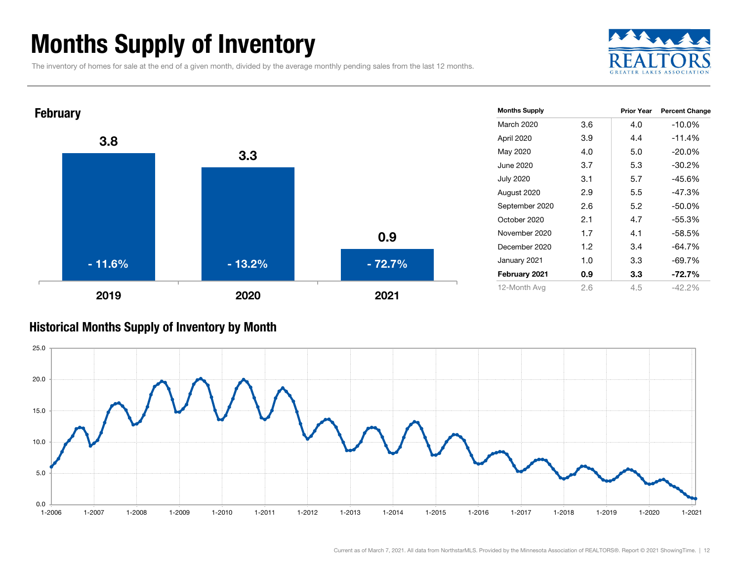# Months Supply of Inventory

The inventory of homes for sale at the end of a given month, divided by the average monthly pending sales from the last 12 months.

## February

| | 2019 | 2020 | 2021 |
|---|---|---|---|
| Months Supply | 3.8 | 3.3 | 0.9 |
| Percent Change | - 11.6% | - 13.2% | - 72.7% |

| Months Supply | | Prior Year | Percent Change |
|---|---|---|---|
| March 2020 | 3.6 | 4.0 | -10.0% |
| April 2020 | 3.9 | 4.4 | -11.4% |
| May 2020 | 4.0 | 5.0 | -20.0% |
| June 2020 | 3.7 | 5.3 | -30.2% |
| July 2020 | 3.1 | 5.7 | -45.6% |
| August 2020 | 2.9 | 5.5 | -47.3% |
| September 2020 | 2.6 | 5.2 | -50.0% |
| October 2020 | 2.1 | 4.7 | -55.3% |
| November 2020 | 1.7 | 4.1 | -58.5% |
| December 2020 | 1.2 | 3.4 | -64.7% |
| January 2021 | 1.0 | 3.3 | -69.7% |
| **February 2021** | **0.9** | **3.3** | **-72.7%** |
| 12-Month Avg | 2.6 | 4.5 | -42.2% |

## Historical Months Supply of Inventory by Month

Current as of March 7, 2021. All data from NorthstarMLS. Provided by the Minnesota Association of REALTORS®. Report © 2021 ShowingTime.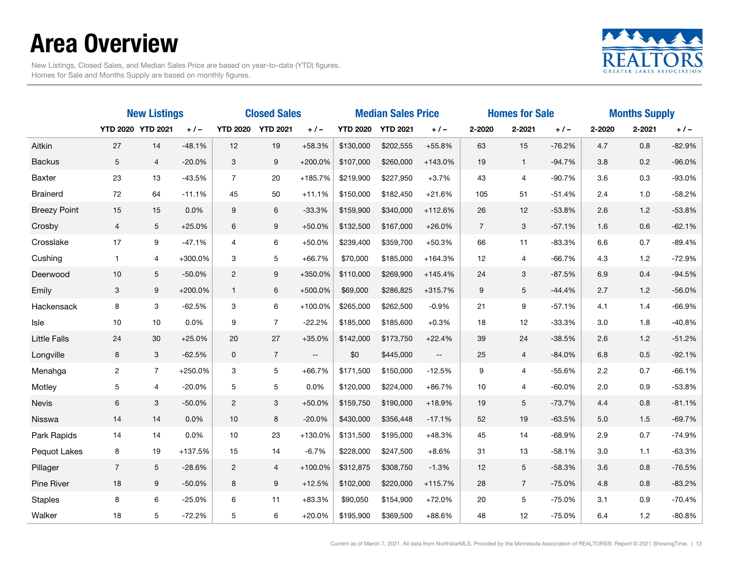# Area Overview

New Listings, Closed Sales, and Median Sales Price are based on year-to-date (YTD) figures.
Homes for Sale and Months Supply are based on monthly figures.

| | New Listings | | | Closed Sales | | | Median Sales Price | | | Homes for Sale | | | Months Supply | | |
|---|---|---|---|---|---|---|---|---|---|---|---|---|---|---|---|
| | YTD 2020 | YTD 2021 | + / – | YTD 2020 | YTD 2021 | + / – | YTD 2020 | YTD 2021 | + / – | 2-2020 | 2-2021 | + / – | 2-2020 | 2-2021 | + / – |
| Aitkin | 27 | 14 | -48.1% | 12 | 19 | +58.3% | $130,000 | $202,555 | +55.8% | 63 | 15 | -76.2% | 4.7 | 0.8 | -82.9% |
| Backus | 5 | 4 | -20.0% | 3 | 9 | +200.0% | $107,000 | $260,000 | +143.0% | 19 | 1 | -94.7% | 3.8 | 0.2 | -96.0% |
| Baxter | 23 | 13 | -43.5% | 7 | 20 | +185.7% | $219,900 | $227,950 | +3.7% | 43 | 4 | -90.7% | 3.6 | 0.3 | -93.0% |
| Brainerd | 72 | 64 | -11.1% | 45 | 50 | +11.1% | $150,000 | $182,450 | +21.6% | 105 | 51 | -51.4% | 2.4 | 1.0 | -58.2% |
| Breezy Point | 15 | 15 | 0.0% | 9 | 6 | -33.3% | $159,900 | $340,000 | +112.6% | 26 | 12 | -53.8% | 2.6 | 1.2 | -53.8% |
| Crosby | 4 | 5 | +25.0% | 6 | 9 | +50.0% | $132,500 | $167,000 | +26.0% | 7 | 3 | -57.1% | 1.6 | 0.6 | -62.1% |
| Crosslake | 17 | 9 | -47.1% | 4 | 6 | +50.0% | $239,400 | $359,700 | +50.3% | 66 | 11 | -83.3% | 6.6 | 0.7 | -89.4% |
| Cushing | 1 | 4 | +300.0% | 3 | 5 | +66.7% | $70,000 | $185,000 | +164.3% | 12 | 4 | -66.7% | 4.3 | 1.2 | -72.9% |
| Deerwood | 10 | 5 | -50.0% | 2 | 9 | +350.0% | $110,000 | $269,900 | +145.4% | 24 | 3 | -87.5% | 6.9 | 0.4 | -94.5% |
| Emily | 3 | 9 | +200.0% | 1 | 6 | +500.0% | $69,000 | $286,825 | +315.7% | 9 | 5 | -44.4% | 2.7 | 1.2 | -56.0% |
| Hackensack | 8 | 3 | -62.5% | 3 | 6 | +100.0% | $265,000 | $262,500 | -0.9% | 21 | 9 | -57.1% | 4.1 | 1.4 | -66.9% |
| Isle | 10 | 10 | 0.0% | 9 | 7 | -22.2% | $185,000 | $185,600 | +0.3% | 18 | 12 | -33.3% | 3.0 | 1.8 | -40.8% |
| Little Falls | 24 | 30 | +25.0% | 20 | 27 | +35.0% | $142,000 | $173,750 | +22.4% | 39 | 24 | -38.5% | 2.6 | 1.2 | -51.2% |
| Longville | 8 | 3 | -62.5% | 0 | 7 | -- | $0 | $445,000 | -- | 25 | 4 | -84.0% | 6.8 | 0.5 | -92.1% |
| Menahga | 2 | 7 | +250.0% | 3 | 5 | +66.7% | $171,500 | $150,000 | -12.5% | 9 | 4 | -55.6% | 2.2 | 0.7 | -66.1% |
| Motley | 5 | 4 | -20.0% | 5 | 5 | 0.0% | $120,000 | $224,000 | +86.7% | 10 | 4 | -60.0% | 2.0 | 0.9 | -53.8% |
| Nevis | 6 | 3 | -50.0% | 2 | 3 | +50.0% | $159,750 | $190,000 | +18.9% | 19 | 5 | -73.7% | 4.4 | 0.8 | -81.1% |
| Nisswa | 14 | 14 | 0.0% | 10 | 8 | -20.0% | $430,000 | $356,448 | -17.1% | 52 | 19 | -63.5% | 5.0 | 1.5 | -69.7% |
| Park Rapids | 14 | 14 | 0.0% | 10 | 23 | +130.0% | $131,500 | $195,000 | +48.3% | 45 | 14 | -68.9% | 2.9 | 0.7 | -74.9% |
| Pequot Lakes | 8 | 19 | +137.5% | 15 | 14 | -6.7% | $228,000 | $247,500 | +8.6% | 31 | 13 | -58.1% | 3.0 | 1.1 | -63.3% |
| Pillager | 7 | 5 | -28.6% | 2 | 4 | +100.0% | $312,875 | $308,750 | -1.3% | 12 | 5 | -58.3% | 3.6 | 0.8 | -76.5% |
| Pine River | 18 | 9 | -50.0% | 8 | 9 | +12.5% | $102,000 | $220,000 | +115.7% | 28 | 7 | -75.0% | 4.8 | 0.8 | -83.2% |
| Staples | 8 | 6 | -25.0% | 6 | 11 | +83.3% | $90,050 | $154,900 | +72.0% | 20 | 5 | -75.0% | 3.1 | 0.9 | -70.4% |
| Walker | 18 | 5 | -72.2% | 5 | 6 | +20.0% | $195,900 | $369,500 | +88.6% | 48 | 12 | -75.0% | 6.4 | 1.2 | -80.8% |

Current as of March 7, 2021. All data from NorthstarMLS. Provided by the Minnesota Association of REALTORS®. Report © 2021 ShowingTime.